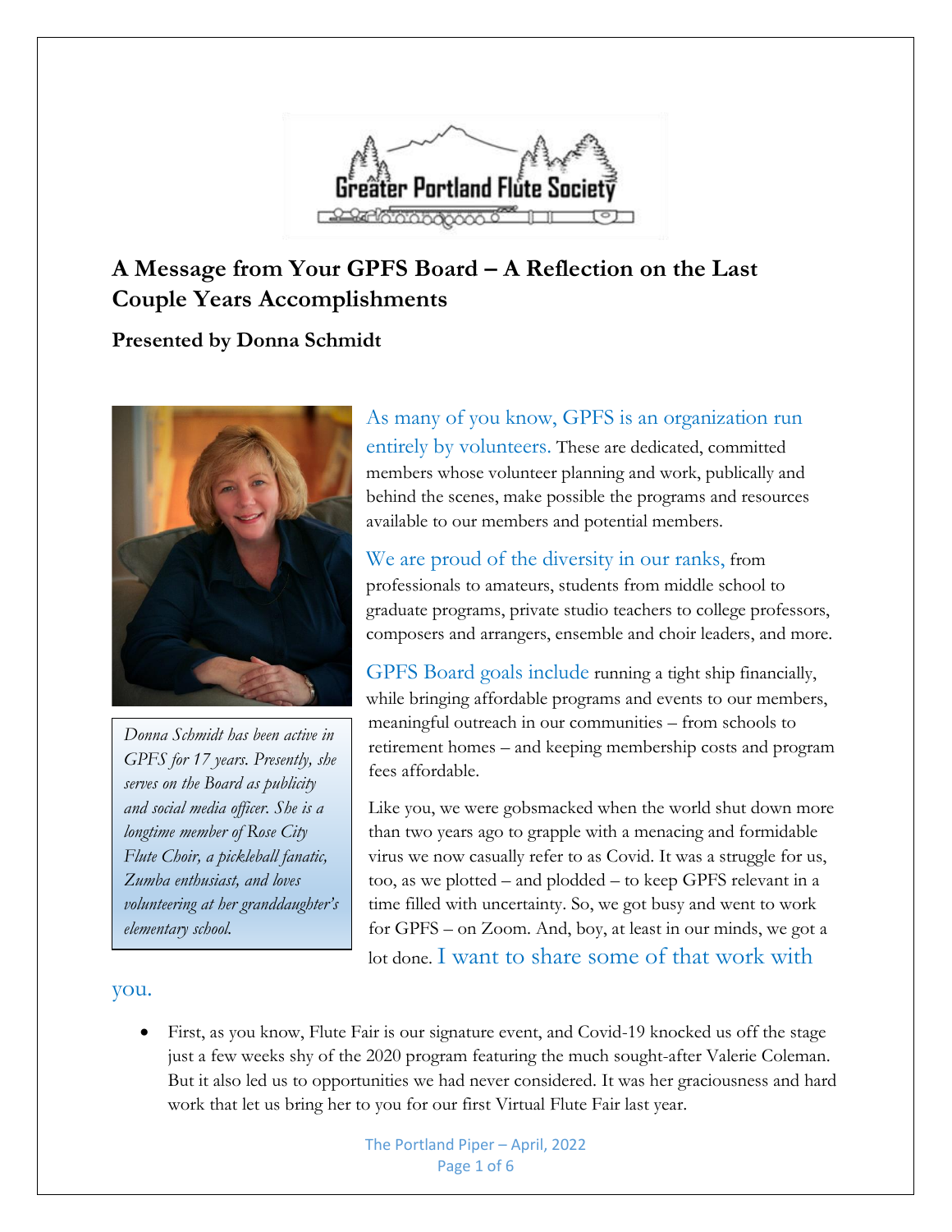Greater Portland Flute Society

## A Message from Your GPFS Board – A Reflection on the Last Couple Years Accomplishments

### Presented by Donna Schmidt

*Donna Schmidt has been active in GPFS for 17 years. Presently, she serves on the Board as publicity and social media officer. She is a longtime member of Rose City Flute Choir, a pickleball fanatic, Zumba enthusiast, and loves volunteering at her granddaughter's elementary school.*

As many of you know, GPFS is an organization run entirely by volunteers. These are dedicated, committed members whose volunteer planning and work, publically and behind the scenes, make possible the programs and resources available to our members and potential members.

We are proud of the diversity in our ranks, from professionals to amateurs, students from middle school to graduate programs, private studio teachers to college professors, composers and arrangers, ensemble and choir leaders, and more.

GPFS Board goals include running a tight ship financially, while bringing affordable programs and events to our members, meaningful outreach in our communities – from schools to retirement homes – and keeping membership costs and program fees affordable.

Like you, we were gobsmacked when the world shut down more than two years ago to grapple with a menacing and formidable virus we now casually refer to as Covid. It was a struggle for us, too, as we plotted – and plodded – to keep GPFS relevant in a time filled with uncertainty. So, we got busy and went to work for GPFS – on Zoom. And, boy, at least in our minds, we got a lot done. I want to share some of that work with you.

- First, as you know, Flute Fair is our signature event, and Covid-19 knocked us off the stage just a few weeks shy of the 2020 program featuring the much sought-after Valerie Coleman. But it also led us to opportunities we had never considered. It was her graciousness and hard work that let us bring her to you for our first Virtual Flute Fair last year.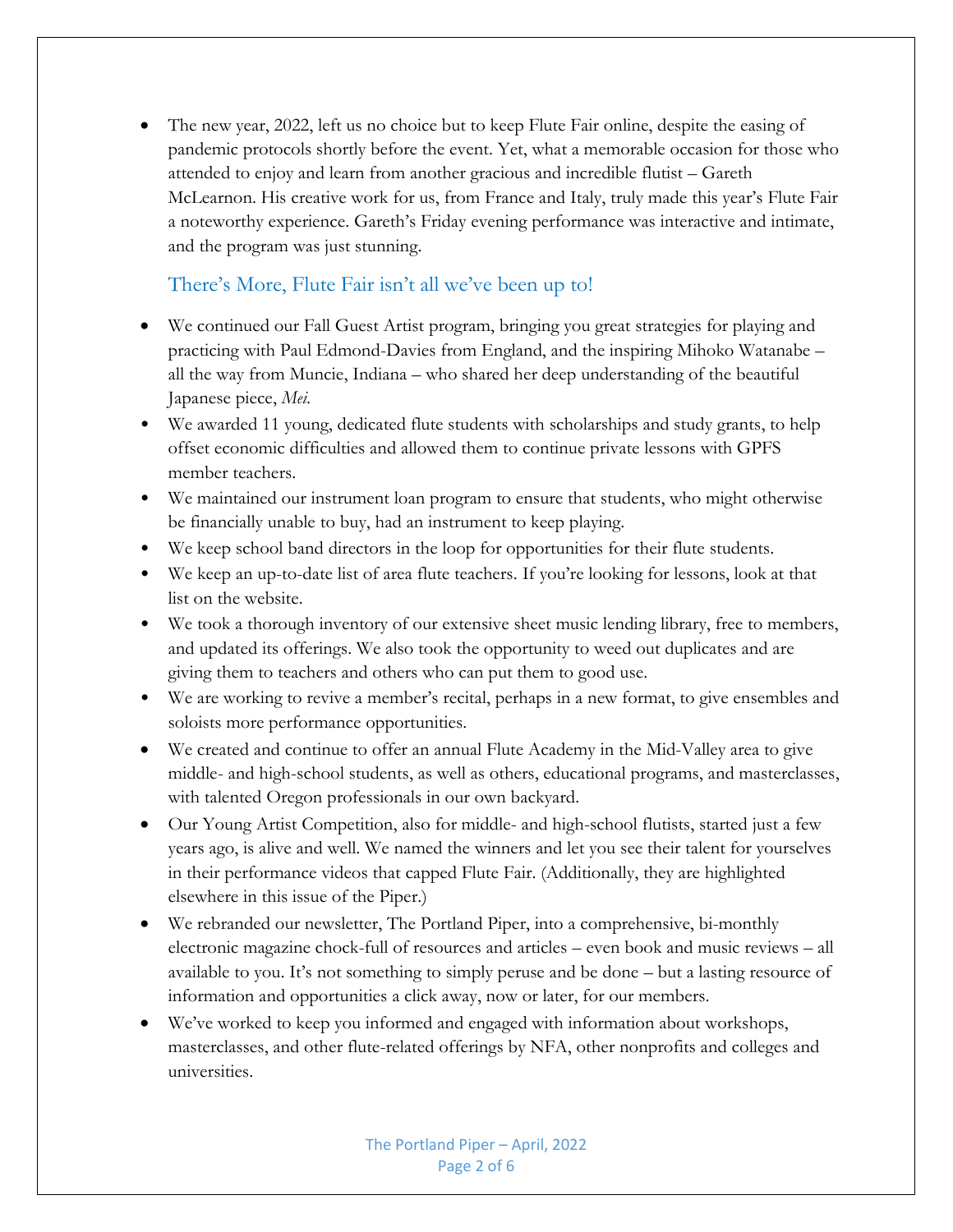- The new year, 2022, left us no choice but to keep Flute Fair online, despite the easing of pandemic protocols shortly before the event. Yet, what a memorable occasion for those who attended to enjoy and learn from another gracious and incredible flutist – Gareth McLearnon. His creative work for us, from France and Italy, truly made this year's Flute Fair a noteworthy experience. Gareth's Friday evening performance was interactive and intimate, and the program was just stunning.

## There's More, Flute Fair isn't all we've been up to!

- We continued our Fall Guest Artist program, bringing you great strategies for playing and practicing with Paul Edmond-Davies from England, and the inspiring Mihoko Watanabe – all the way from Muncie, Indiana – who shared her deep understanding of the beautiful Japanese piece, *Mei.*
- We awarded 11 young, dedicated flute students with scholarships and study grants, to help offset economic difficulties and allowed them to continue private lessons with GPFS member teachers.
- We maintained our instrument loan program to ensure that students, who might otherwise be financially unable to buy, had an instrument to keep playing.
- We keep school band directors in the loop for opportunities for their flute students.
- We keep an up-to-date list of area flute teachers. If you're looking for lessons, look at that list on the website.
- We took a thorough inventory of our extensive sheet music lending library, free to members, and updated its offerings. We also took the opportunity to weed out duplicates and are giving them to teachers and others who can put them to good use.
- We are working to revive a member's recital, perhaps in a new format, to give ensembles and soloists more performance opportunities.
- We created and continue to offer an annual Flute Academy in the Mid-Valley area to give middle- and high-school students, as well as others, educational programs, and masterclasses, with talented Oregon professionals in our own backyard.
- Our Young Artist Competition, also for middle- and high-school flutists, started just a few years ago, is alive and well. We named the winners and let you see their talent for yourselves in their performance videos that capped Flute Fair. (Additionally, they are highlighted elsewhere in this issue of the Piper.)
- We rebranded our newsletter, The Portland Piper, into a comprehensive, bi-monthly electronic magazine chock-full of resources and articles – even book and music reviews – all available to you. It's not something to simply peruse and be done – but a lasting resource of information and opportunities a click away, now or later, for our members.
- We've worked to keep you informed and engaged with information about workshops, masterclasses, and other flute-related offerings by NFA, other nonprofits and colleges and universities.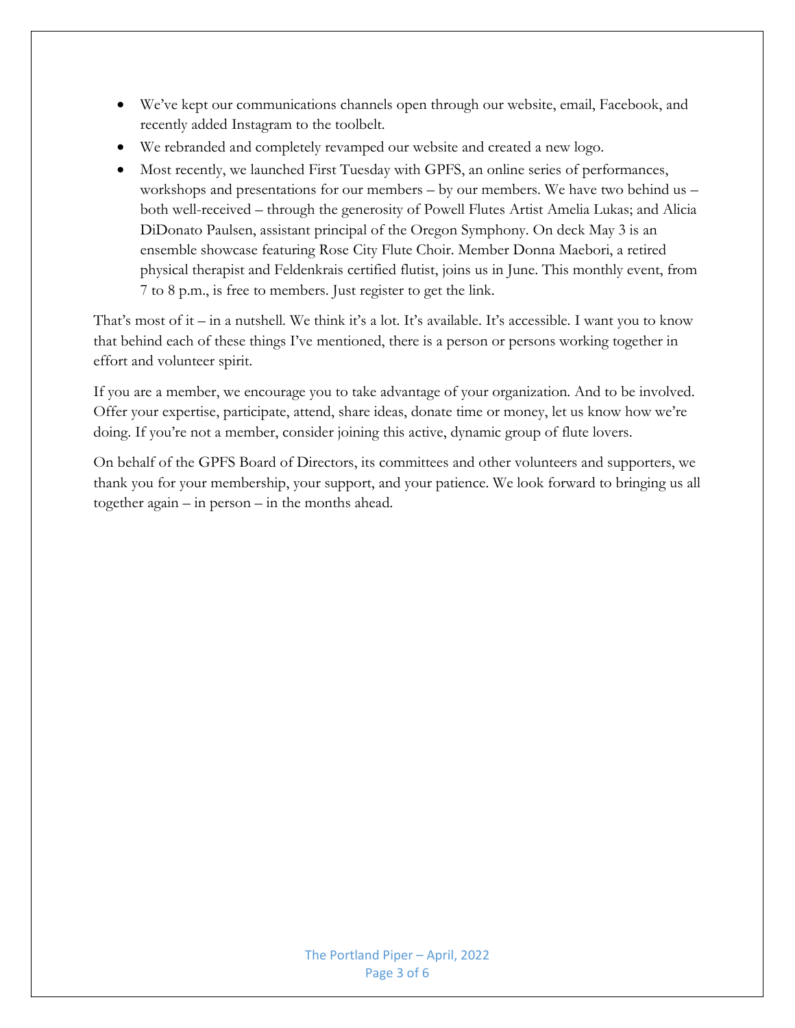- We've kept our communications channels open through our website, email, Facebook, and recently added Instagram to the toolbelt.
- We rebranded and completely revamped our website and created a new logo.
- Most recently, we launched First Tuesday with GPFS, an online series of performances, workshops and presentations for our members – by our members. We have two behind us – both well-received – through the generosity of Powell Flutes Artist Amelia Lukas; and Alicia DiDonato Paulsen, assistant principal of the Oregon Symphony. On deck May 3 is an ensemble showcase featuring Rose City Flute Choir. Member Donna Maebori, a retired physical therapist and Feldenkrais certified flutist, joins us in June. This monthly event, from 7 to 8 p.m., is free to members. Just register to get the link.

That's most of it – in a nutshell. We think it's a lot. It's available. It's accessible. I want you to know that behind each of these things I've mentioned, there is a person or persons working together in effort and volunteer spirit.

If you are a member, we encourage you to take advantage of your organization. And to be involved. Offer your expertise, participate, attend, share ideas, donate time or money, let us know how we're doing. If you're not a member, consider joining this active, dynamic group of flute lovers.

On behalf of the GPFS Board of Directors, its committees and other volunteers and supporters, we thank you for your membership, your support, and your patience. We look forward to bringing us all together again – in person – in the months ahead.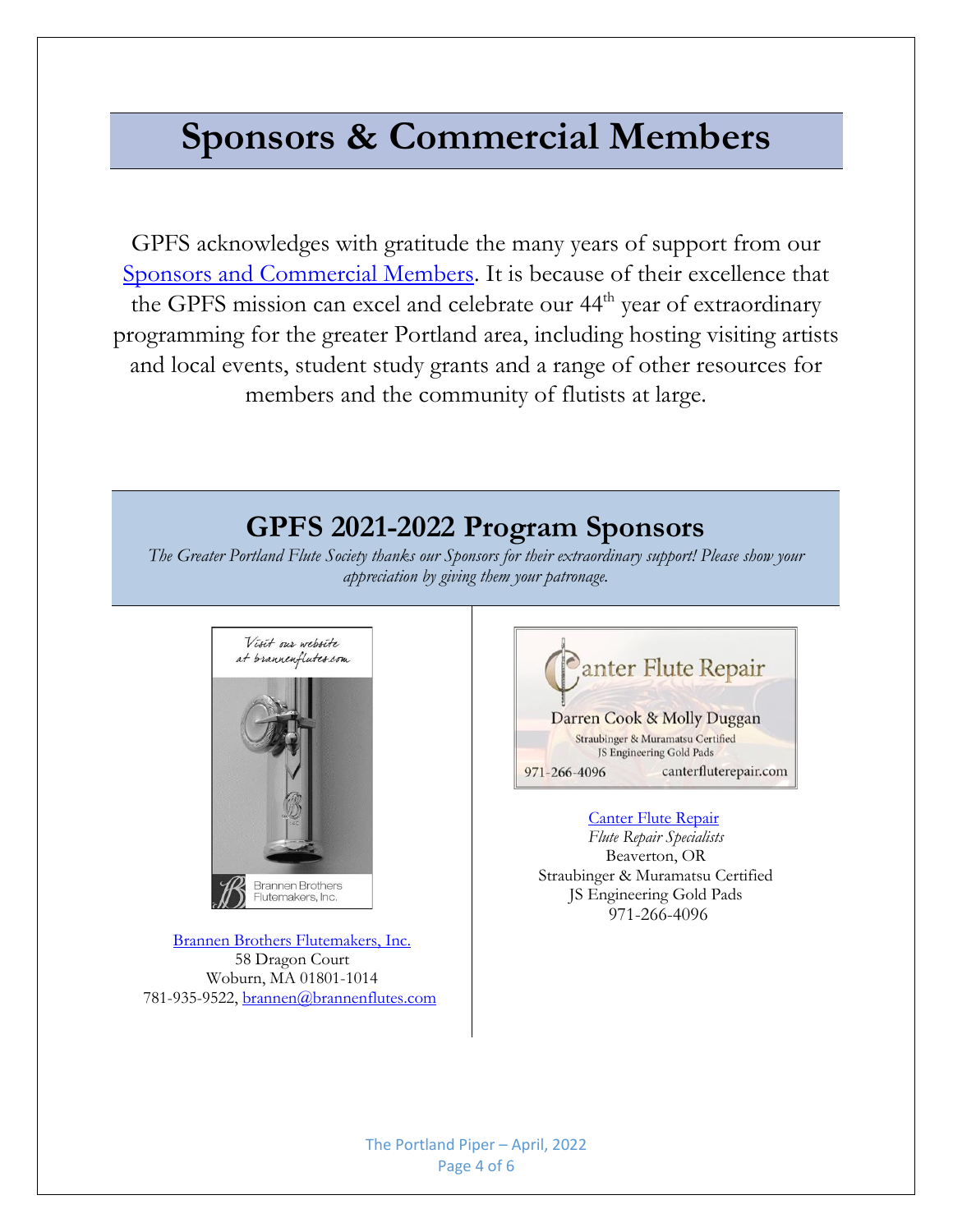# Sponsors & Commercial Members

GPFS acknowledges with gratitude the many years of support from our Sponsors and Commercial Members. It is because of their excellence that the GPFS mission can excel and celebrate our 44th year of extraordinary programming for the greater Portland area, including hosting visiting artists and local events, student study grants and a range of other resources for members and the community of flutists at large.

## GPFS 2021-2022 Program Sponsors

*The Greater Portland Flute Society thanks our Sponsors for their extraordinary support! Please show your appreciation by giving them your patronage.*

Brannen Brothers Flutemakers, Inc.
58 Dragon Court
Woburn, MA 01801-1014
781-935-9522, brannen@brannenflutes.com

Canter Flute Repair
*Flute Repair Specialists*
Beaverton, OR
Straubinger & Muramatsu Certified
JS Engineering Gold Pads
971-266-4096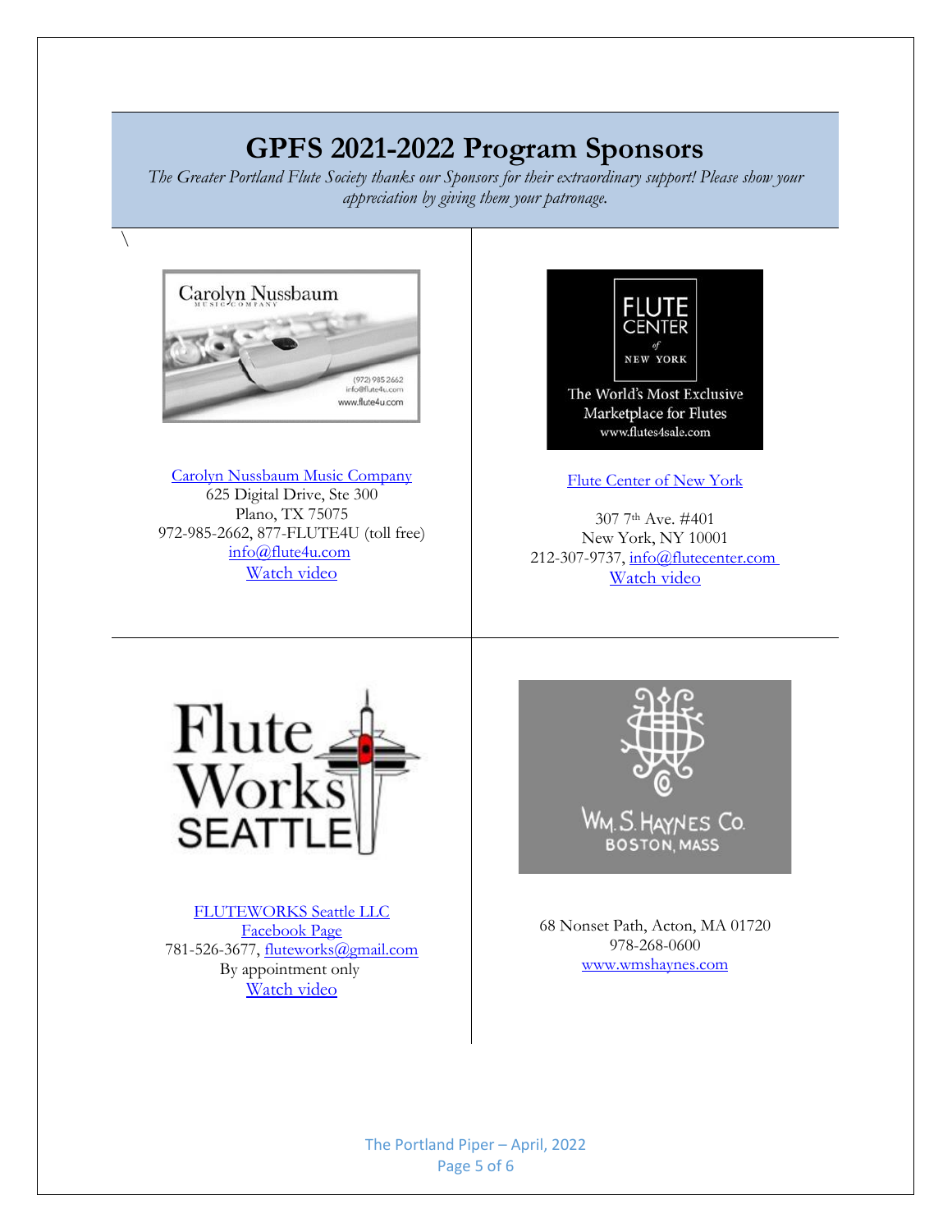# GPFS 2021-2022 Program Sponsors

*The Greater Portland Flute Society thanks our Sponsors for their extraordinary support! Please show your appreciation by giving them your patronage.*

\

Carolyn Nussbaum Music Company
625 Digital Drive, Ste 300
Plano, TX 75075
972-985-2662, 877-FLUTE4U (toll free)
info@flute4u.com
Watch video

Flute Center of New York

307 7th Ave. #401
New York, NY 10001
212-307-9737, info@flutecenter.com
Watch video

FLUTEWORKS Seattle LLC
Facebook Page
781-526-3677, fluteworks@gmail.com
By appointment only
Watch video

68 Nonset Path, Acton, MA 01720
978-268-0600
www.wmshaynes.com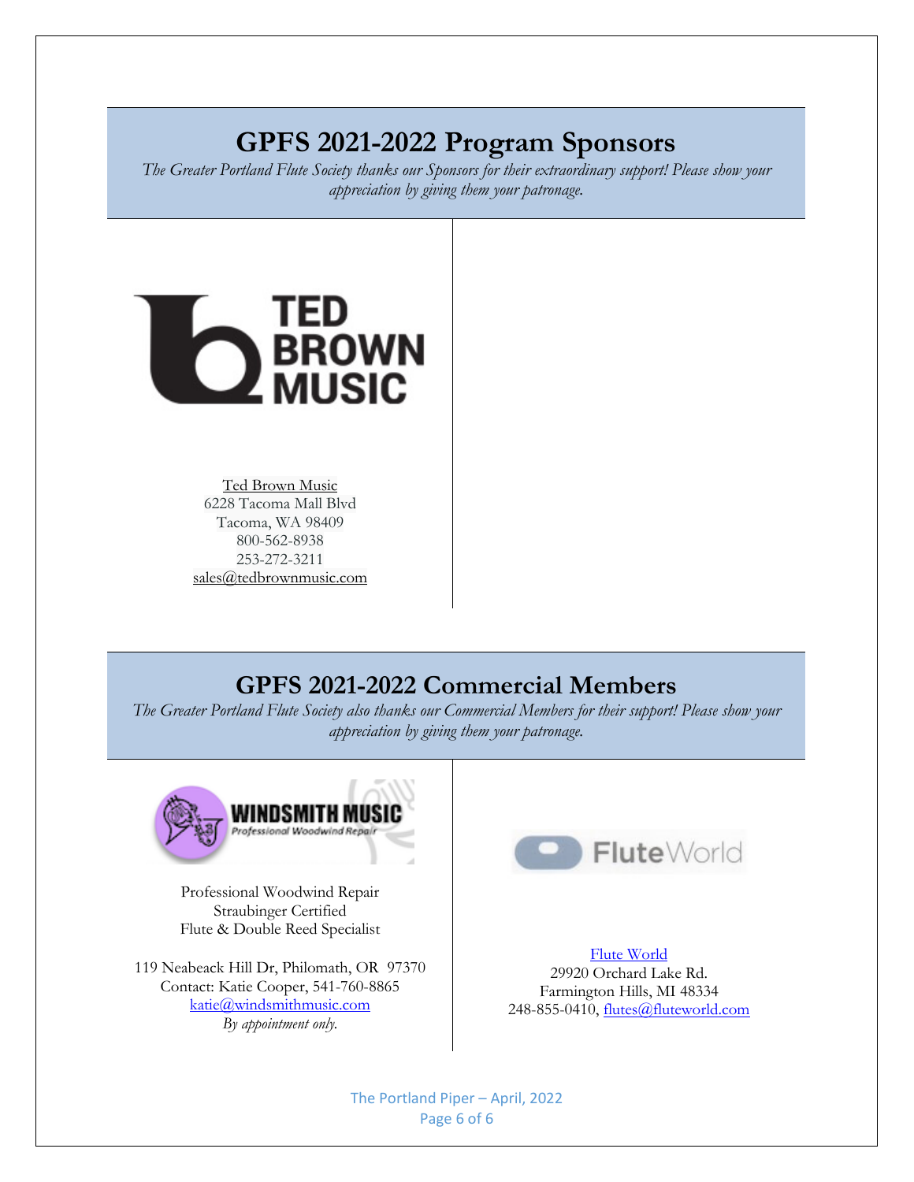# GPFS 2021-2022 Program Sponsors

*The Greater Portland Flute Society thanks our Sponsors for their extraordinary support! Please show your appreciation by giving them your patronage.*

TED BROWN MUSIC

Ted Brown Music
6228 Tacoma Mall Blvd
Tacoma, WA 98409
800-562-8938
253-272-3211
sales@tedbrownmusic.com

# GPFS 2021-2022 Commercial Members

*The Greater Portland Flute Society also thanks our Commercial Members for their support! Please show your appreciation by giving them your patronage.*

WINDSMITH MUSIC
*Professional Woodwind Repair*

Professional Woodwind Repair
Straubinger Certified
Flute & Double Reed Specialist

119 Neabeack Hill Dr, Philomath, OR 97370
Contact: Katie Cooper, 541-760-8865
katie@windsmithmusic.com
*By appointment only.*

FluteWorld

Flute World
29920 Orchard Lake Rd.
Farmington Hills, MI 48334
248-855-0410, flutes@fluteworld.com